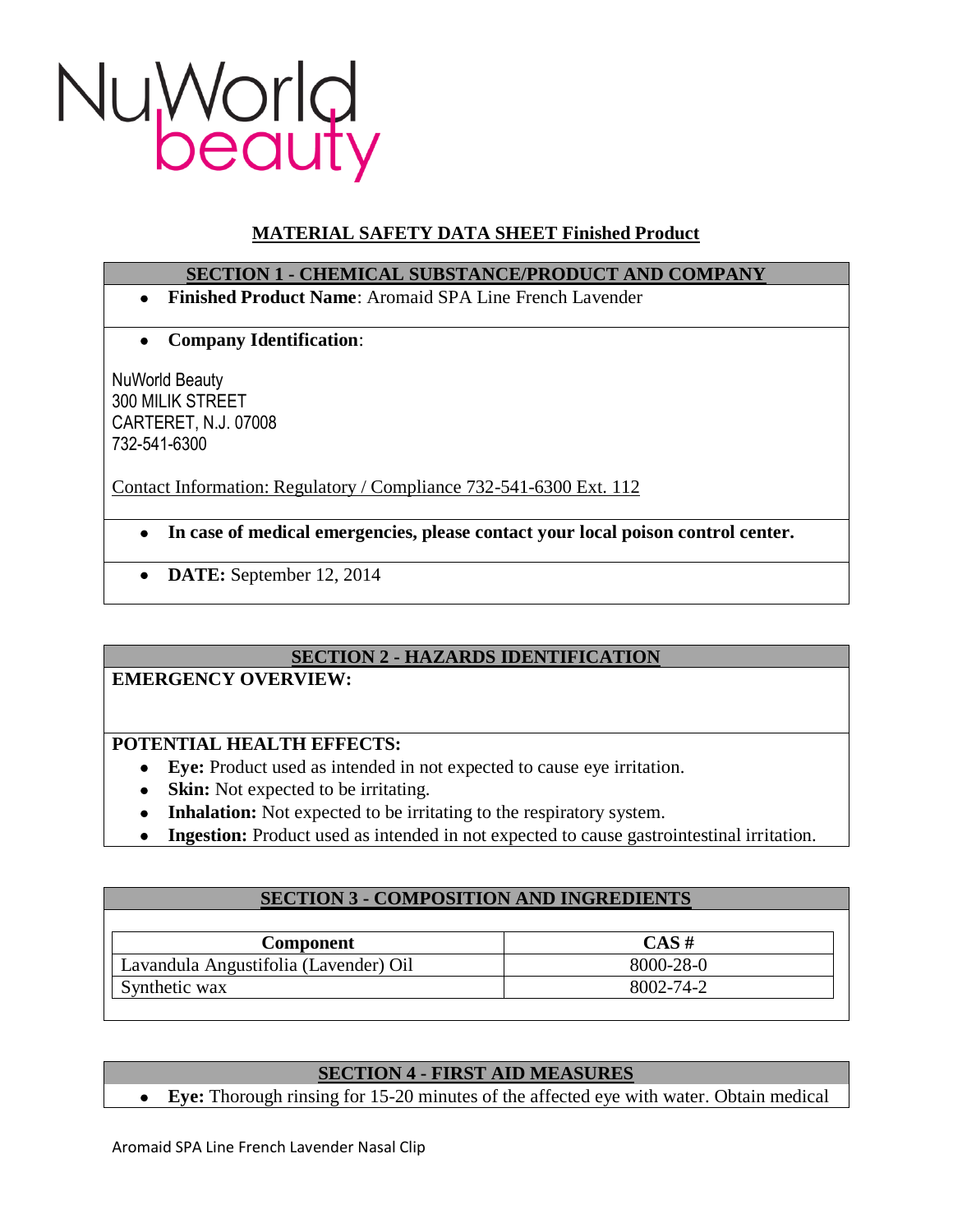NuWorld beauty

# MATERIAL SAFETY DATA SHEET Finished Product

## SECTION 1 - CHEMICAL SUBSTANCE/PRODUCT AND COMPANY

- **Finished Product Name**: Aromaid SPA Line French Lavender

- **Company Identification**:

NuWorld Beauty
300 MILIK STREET
CARTERET, N.J. 07008
732-541-6300

Contact Information: Regulatory / Compliance 732-541-6300 Ext. 112

- **In case of medical emergencies, please contact your local poison control center.**

- **DATE:** September 12, 2014

## SECTION 2 - HAZARDS IDENTIFICATION

**EMERGENCY OVERVIEW:**

**POTENTIAL HEALTH EFFECTS:**

- **Eye:** Product used as intended in not expected to cause eye irritation.
- **Skin:** Not expected to be irritating.
- **Inhalation:** Not expected to be irritating to the respiratory system.
- **Ingestion:** Product used as intended in not expected to cause gastrointestinal irritation.

## SECTION 3 - COMPOSITION AND INGREDIENTS

| Component | CAS # |
|---|---|
| Lavandula Angustifolia (Lavender) Oil | 8000-28-0 |
| Synthetic wax | 8002-74-2 |

## SECTION 4 - FIRST AID MEASURES

- **Eye:** Thorough rinsing for 15-20 minutes of the affected eye with water. Obtain medical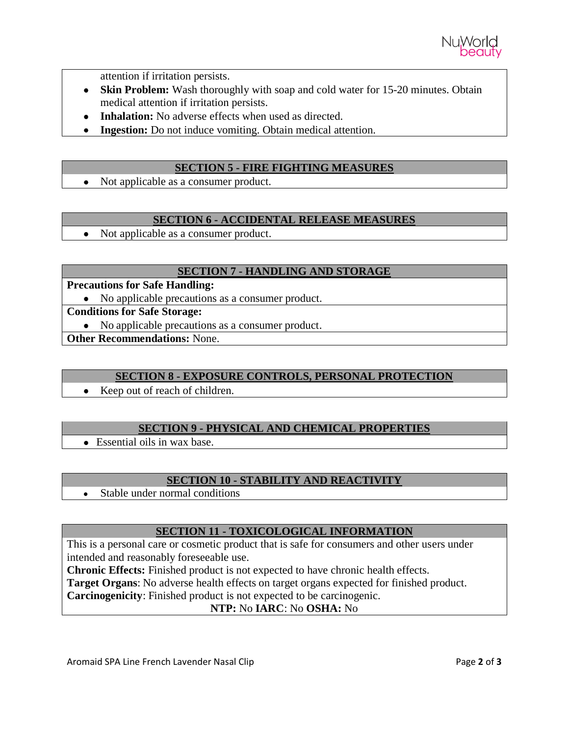attention if irritation persists.

- **Skin Problem:** Wash thoroughly with soap and cold water for 15-20 minutes. Obtain medical attention if irritation persists.
- **Inhalation:** No adverse effects when used as directed.
- **Ingestion:** Do not induce vomiting. Obtain medical attention.

## SECTION 5 - FIRE FIGHTING MEASURES

- Not applicable as a consumer product.

## SECTION 6 - ACCIDENTAL RELEASE MEASURES

- Not applicable as a consumer product.

## SECTION 7 - HANDLING AND STORAGE

**Precautions for Safe Handling:**

- No applicable precautions as a consumer product.

**Conditions for Safe Storage:**

- No applicable precautions as a consumer product.

**Other Recommendations:** None.

## SECTION 8 - EXPOSURE CONTROLS, PERSONAL PROTECTION

- Keep out of reach of children.

## SECTION 9 - PHYSICAL AND CHEMICAL PROPERTIES

- Essential oils in wax base.

## SECTION 10 - STABILITY AND REACTIVITY

- Stable under normal conditions

## SECTION 11 - TOXICOLOGICAL INFORMATION

This is a personal care or cosmetic product that is safe for consumers and other users under intended and reasonably foreseeable use.

**Chronic Effects:** Finished product is not expected to have chronic health effects.

**Target Organs**: No adverse health effects on target organs expected for finished product.

**Carcinogenicity**: Finished product is not expected to be carcinogenic.

**NTP:** No **IARC**: No **OSHA:** No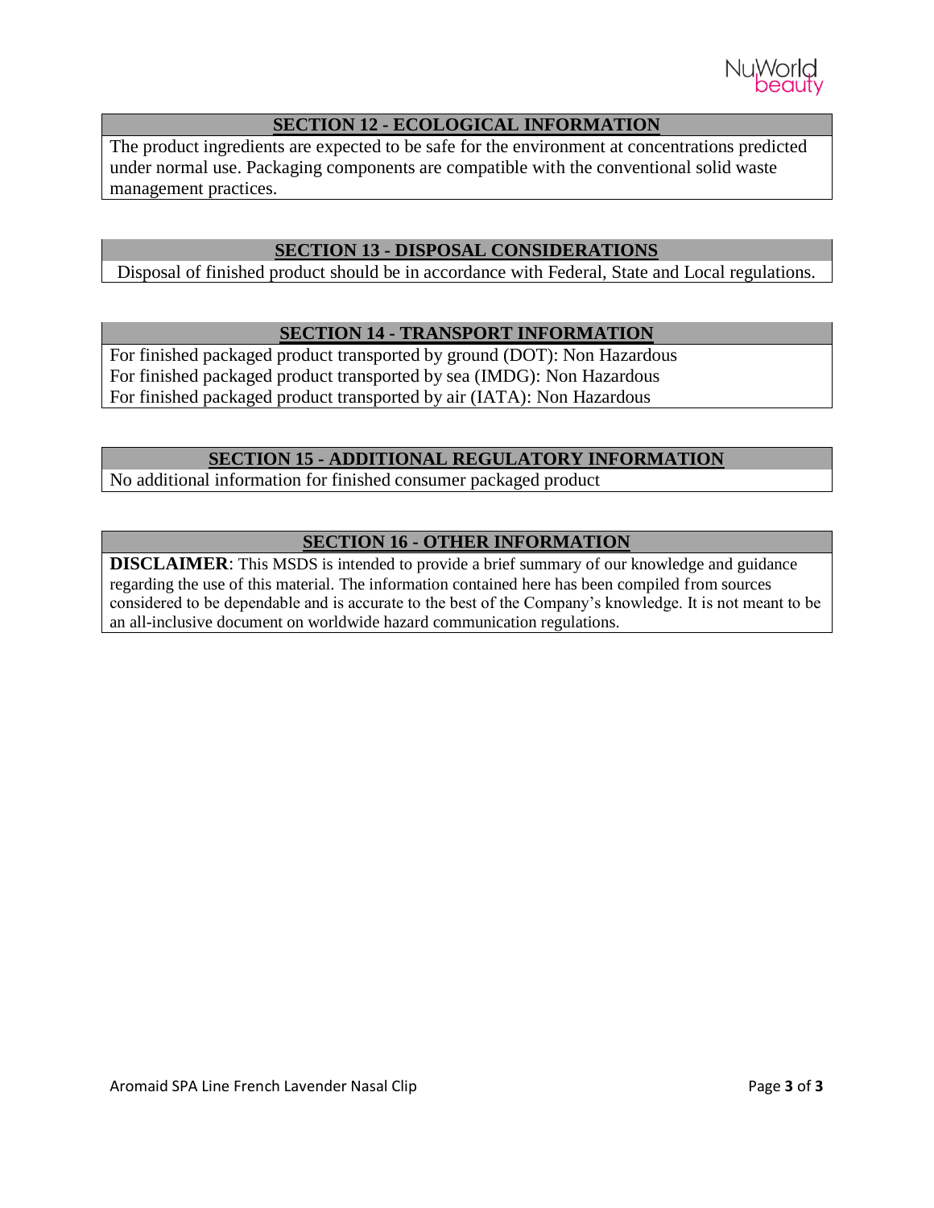## SECTION 12 - ECOLOGICAL INFORMATION

The product ingredients are expected to be safe for the environment at concentrations predicted under normal use. Packaging components are compatible with the conventional solid waste management practices.

## SECTION 13 - DISPOSAL CONSIDERATIONS

Disposal of finished product should be in accordance with Federal, State and Local regulations.

## SECTION 14 - TRANSPORT INFORMATION

For finished packaged product transported by ground (DOT): Non Hazardous
For finished packaged product transported by sea (IMDG): Non Hazardous
For finished packaged product transported by air (IATA): Non Hazardous

## SECTION 15 - ADDITIONAL REGULATORY INFORMATION

No additional information for finished consumer packaged product

## SECTION 16 - OTHER INFORMATION

**DISCLAIMER**: This MSDS is intended to provide a brief summary of our knowledge and guidance regarding the use of this material. The information contained here has been compiled from sources considered to be dependable and is accurate to the best of the Company's knowledge. It is not meant to be an all-inclusive document on worldwide hazard communication regulations.